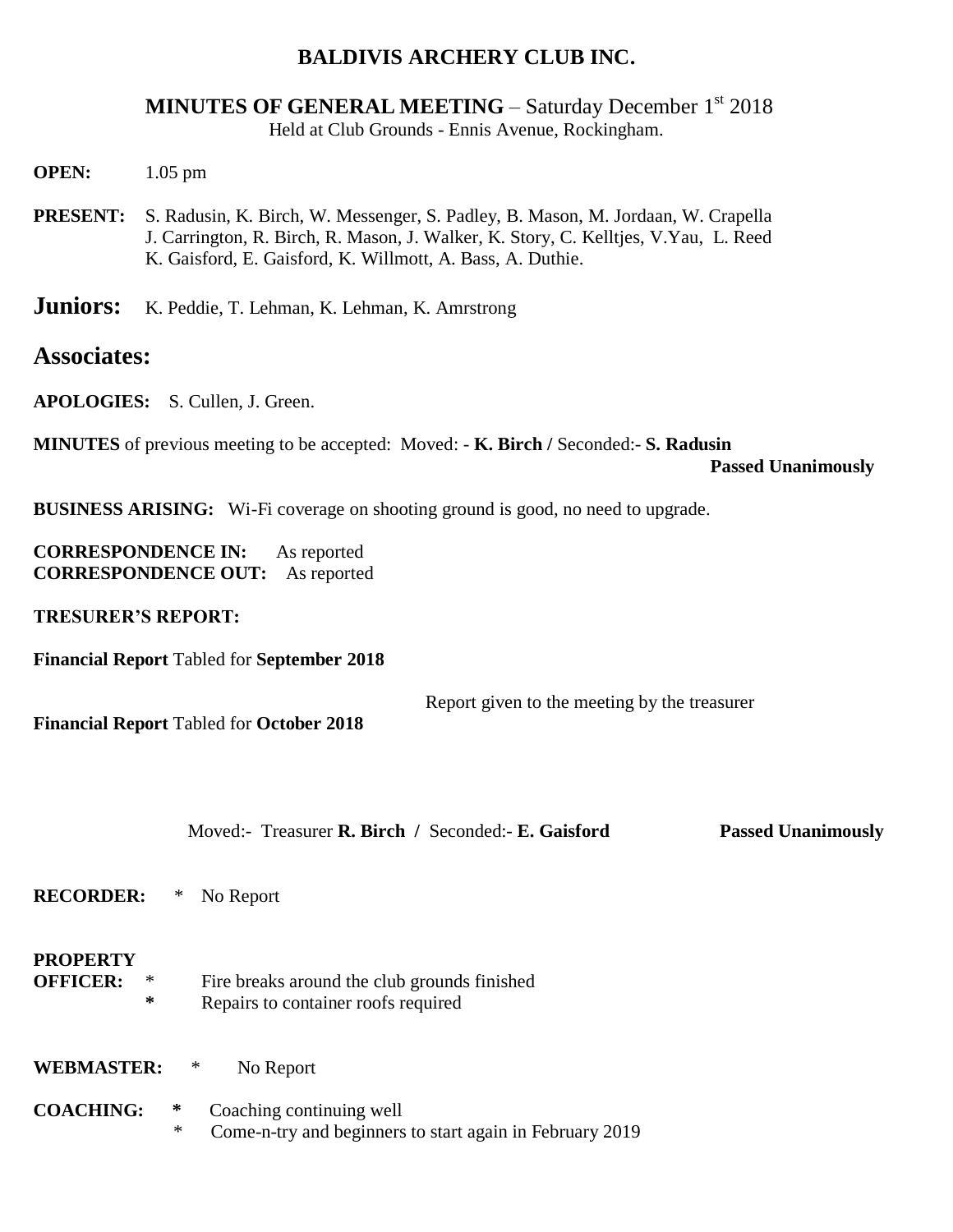# BALDIVIS ARCHERY CLUB INC.

## MINUTES OF GENERAL MEETING – Saturday December 1st 2018

Held at Club Grounds - Ennis Avenue, Rockingham.

**OPEN:** 1.05 pm

**PRESENT:** S. Radusin, K. Birch, W. Messenger, S. Padley, B. Mason, M. Jordaan, W. Crapella J. Carrington, R. Birch, R. Mason, J. Walker, K. Story, C. Kelltjes, V.Yau, L. Reed K. Gaisford, E. Gaisford, K. Willmott, A. Bass, A. Duthie.

**Juniors:** K. Peddie, T. Lehman, K. Lehman, K. Amrstrong

**Associates:**

**APOLOGIES:** S. Cullen, J. Green.

**MINUTES** of previous meeting to be accepted: Moved: - **K. Birch /** Seconded:- **S. Radusin**

**Passed Unanimously**

**BUSINESS ARISING:** Wi-Fi coverage on shooting ground is good, no need to upgrade.

**CORRESPONDENCE IN:** As reported
**CORRESPONDENCE OUT:** As reported

**TRESURER'S REPORT:**

**Financial Report** Tabled for **September 2018**

Report given to the meeting by the treasurer

**Financial Report** Tabled for **October 2018**

Moved:- Treasurer **R. Birch /** Seconded:- **E. Gaisford** **Passed Unanimously**

**RECORDER:** * No Report

**PROPERTY OFFICER:**
* Fire breaks around the club grounds finished
* Repairs to container roofs required

**WEBMASTER:** * No Report

**COACHING:**
* Coaching continuing well
* Come-n-try and beginners to start again in February 2019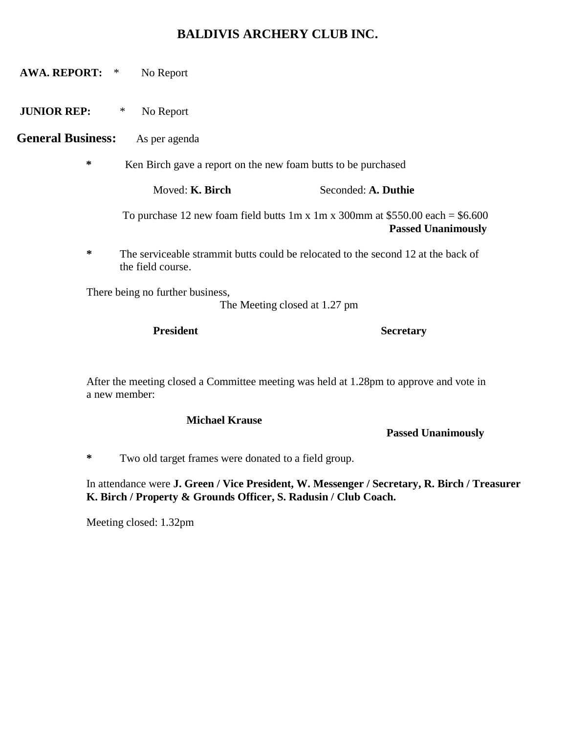# BALDIVIS ARCHERY CLUB INC.

**AWA. REPORT:** * No Report

**JUNIOR REP:** * No Report

**General Business:** As per agenda

* Ken Birch gave a report on the new foam butts to be purchased

Moved: **K. Birch** Seconded: **A. Duthie**

To purchase 12 new foam field butts 1m x 1m x 300mm at $550.00 each = $6.600

**Passed Unanimously**

* The serviceable strammit butts could be relocated to the second 12 at the back of the field course.

There being no further business,

The Meeting closed at 1.27 pm

**President** **Secretary**

After the meeting closed a Committee meeting was held at 1.28pm to approve and vote in a new member:

**Michael Krause**

**Passed Unanimously**

* Two old target frames were donated to a field group.

In attendance were **J. Green / Vice President, W. Messenger / Secretary, R. Birch / Treasurer K. Birch / Property & Grounds Officer, S. Radusin / Club Coach.**

Meeting closed: 1.32pm